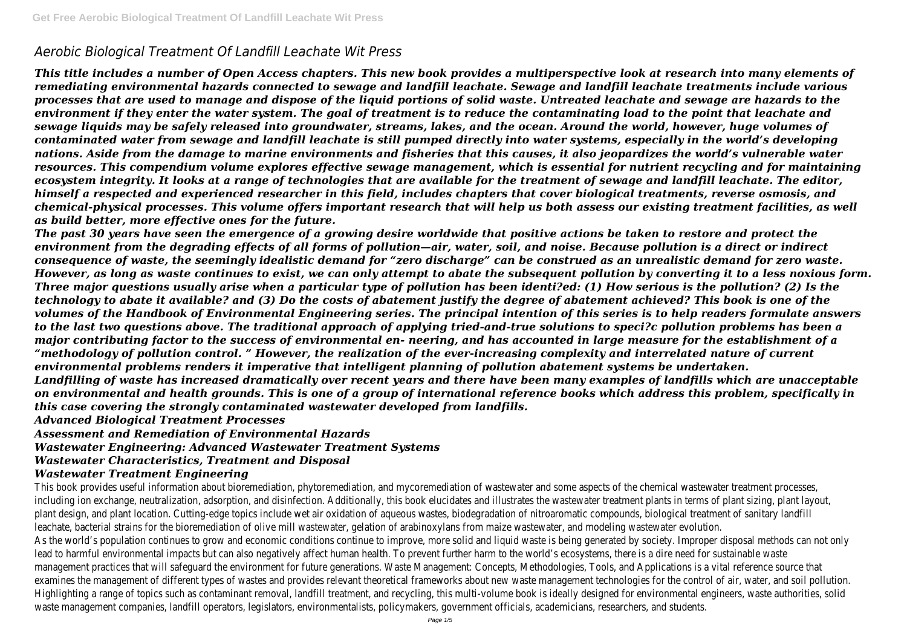# Aerobic Biological Treatment Of Landfill Leachate Wit Press

*This title includes a number of Open Access chapters. This new book provides a multiperspective look at research into many elements of remediating environmental hazards connected to sewage and landfill leachate. Sewage and landfill leachate treatments include various processes that are used to manage and dispose of the liquid portions of solid waste. Untreated leachate and sewage are hazards to the environment if they enter the water system. The goal of treatment is to reduce the contaminating load to the point that leachate and sewage liquids may be safely released into groundwater, streams, lakes, and the ocean. Around the world, however, huge volumes of contaminated water from sewage and landfill leachate is still pumped directly into water systems, especially in the world's developing nations. Aside from the damage to marine environments and fisheries that this causes, it also jeopardizes the world's vulnerable water resources. This compendium volume explores effective sewage management, which is essential for nutrient recycling and for maintaining ecosystem integrity. It looks at a range of technologies that are available for the treatment of sewage and landfill leachate. The editor, himself a respected and experienced researcher in this field, includes chapters that cover biological treatments, reverse osmosis, and chemical-physical processes. This volume offers important research that will help us both assess our existing treatment facilities, as well as build better, more effective ones for the future.*

*The past 30 years have seen the emergence of a growing desire worldwide that positive actions be taken to restore and protect the environment from the degrading effects of all forms of pollution—air, water, soil, and noise. Because pollution is a direct or indirect consequence of waste, the seemingly idealistic demand for "zero discharge" can be construed as an unrealistic demand for zero waste. However, as long as waste continues to exist, we can only attempt to abate the subsequent pollution by converting it to a less noxious form. Three major questions usually arise when a particular type of pollution has been identi?ed: (1) How serious is the pollution? (2) Is the technology to abate it available? and (3) Do the costs of abatement justify the degree of abatement achieved? This book is one of the volumes of the Handbook of Environmental Engineering series. The principal intention of this series is to help readers formulate answers to the last two questions above. The traditional approach of applying tried-and-true solutions to speci?c pollution problems has been a major contributing factor to the success of environmental en- neering, and has accounted in large measure for the establishment of a "methodology of pollution control. " However, the realization of the ever-increasing complexity and interrelated nature of current environmental problems renders it imperative that intelligent planning of pollution abatement systems be undertaken.*

*Landfilling of waste has increased dramatically over recent years and there have been many examples of landfills which are unacceptable on environmental and health grounds. This is one of a group of international reference books which address this problem, specifically in this case covering the strongly contaminated wastewater developed from landfills.*

*Advanced Biological Treatment Processes*

*Assessment and Remediation of Environmental Hazards*

*Wastewater Engineering: Advanced Wastewater Treatment Systems*

*Wastewater Characteristics, Treatment and Disposal*

*Wastewater Treatment Engineering*

This book provides useful information about bioremediation, phytoremediation, and mycoremediation of wastewater and some aspects of the chemical wastewater treatment processes, including ion exchange, neutralization, adsorption, and disinfection. Additionally, this book elucidates and illustrates the wastewater treatment plants in terms of plant sizing, plant layout, plant design, and plant location. Cutting-edge topics include wet air oxidation of aqueous wastes, biodegradation of nitroaromatic compounds, biological treatment of sanitary landfill leachate, bacterial strains for the bioremediation of olive mill wastewater, gelation of arabinoxylans from maize wastewater, and modeling wastewater evolution.

As the world's population continues to grow and economic conditions continue to improve, more solid and liquid waste is being generated by society. Improper disposal methods can not only lead to harmful environmental impacts but can also negatively affect human health. To prevent further harm to the world's ecosystems, there is a dire need for sustainable waste management practices that will safeguard the environment for future generations. Waste Management: Concepts, Methodologies, Tools, and Applications is a vital reference source that examines the management of different types of wastes and provides relevant theoretical frameworks about new waste management technologies for the control of air, water, and soil pollution. Highlighting a range of topics such as contaminant removal, landfill treatment, and recycling, this multi-volume book is ideally designed for environmental engineers, waste authorities, solid waste management companies, landfill operators, legislators, environmentalists, policymakers, government officials, academicians, researchers, and students.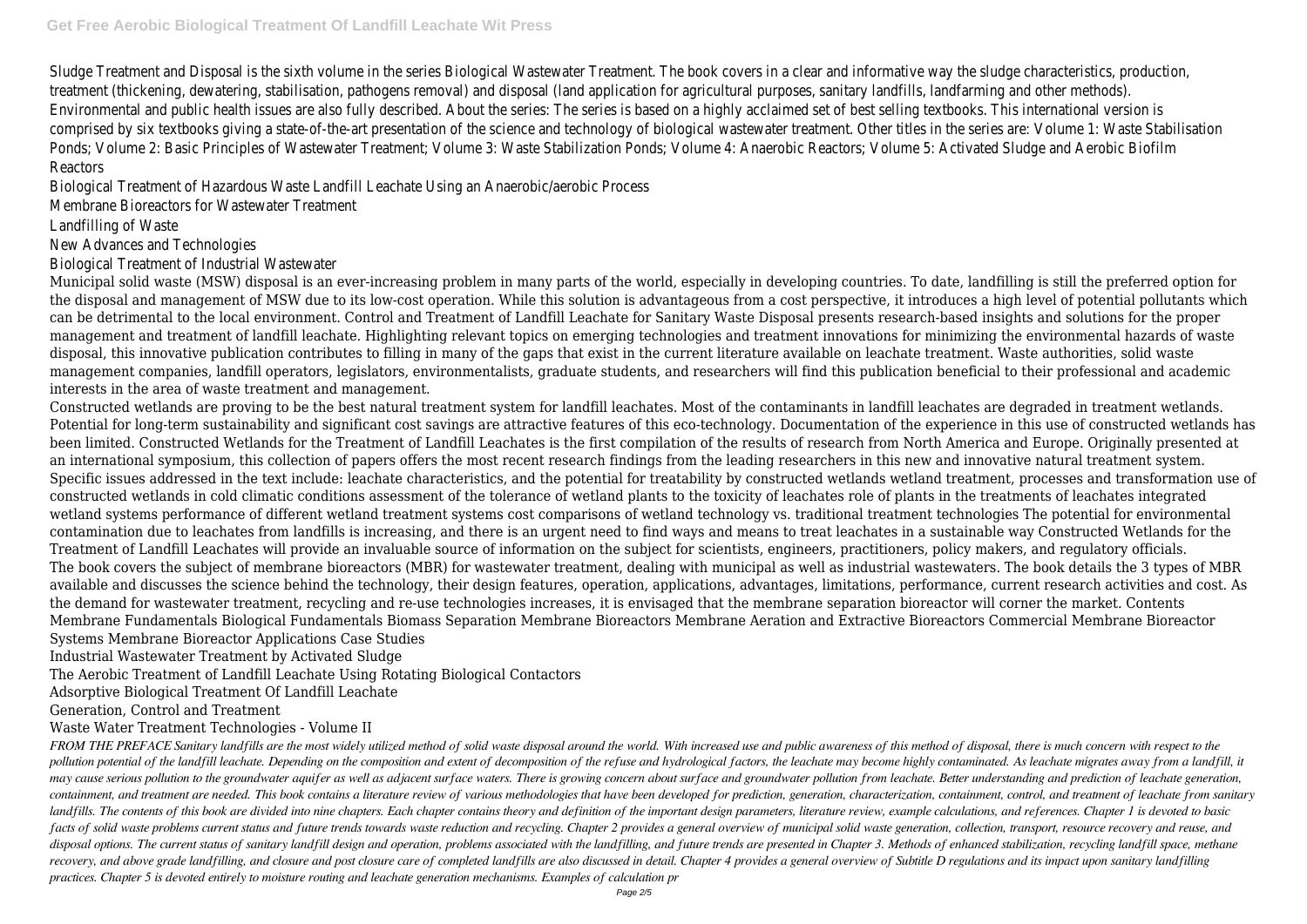Sludge Treatment and Disposal is the sixth volume in the series Biological Wastewater Treatment. The book covers in a clear and informative way the sludge characteristics, production, treatment (thickening, dewatering, stabilisation, pathogens removal) and disposal (land application for agricultural purposes, sanitary landfills, landfarming and other methods). Environmental and public health issues are also fully described. About the series: The series is based on a highly acclaimed set of best selling textbooks. This international version is comprised by six textbooks giving a state-of-the-art presentation of the science and technology of biological wastewater treatment. Other titles in the series are: Volume 1: Waste Stabilisation Ponds; Volume 2: Basic Principles of Wastewater Treatment; Volume 3: Waste Stabilization Ponds; Volume 4: Anaerobic Reactors; Volume 5: Activated Sludge and Aerobic Biofilm Reactors

Biological Treatment of Hazardous Waste Landfill Leachate Using an Anaerobic/aerobic Process

Membrane Bioreactors for Wastewater Treatment

Landfilling of Waste

New Advances and Technologies

Biological Treatment of Industrial Wastewater

Municipal solid waste (MSW) disposal is an ever-increasing problem in many parts of the world, especially in developing countries. To date, landfilling is still the preferred option for the disposal and management of MSW due to its low-cost operation. While this solution is advantageous from a cost perspective, it introduces a high level of potential pollutants which can be detrimental to the local environment. Control and Treatment of Landfill Leachate for Sanitary Waste Disposal presents research-based insights and solutions for the proper management and treatment of landfill leachate. Highlighting relevant topics on emerging technologies and treatment innovations for minimizing the environmental hazards of waste disposal, this innovative publication contributes to filling in many of the gaps that exist in the current literature available on leachate treatment. Waste authorities, solid waste management companies, landfill operators, legislators, environmentalists, graduate students, and researchers will find this publication beneficial to their professional and academic interests in the area of waste treatment and management.

Constructed wetlands are proving to be the best natural treatment system for landfill leachates. Most of the contaminants in landfill leachates are degraded in treatment wetlands. Potential for long-term sustainability and significant cost savings are attractive features of this eco-technology. Documentation of the experience in this use of constructed wetlands has been limited. Constructed Wetlands for the Treatment of Landfill Leachates is the first compilation of the results of research from North America and Europe. Originally presented at an international symposium, this collection of papers offers the most recent research findings from the leading researchers in this new and innovative natural treatment system. Specific issues addressed in the text include: leachate characteristics, and the potential for treatability by constructed wetlands wetland treatment, processes and transformation use of constructed wetlands in cold climatic conditions assessment of the tolerance of wetland plants to the toxicity of leachates role of plants in the treatments of leachates integrated wetland systems performance of different wetland treatment systems cost comparisons of wetland technology vs. traditional treatment technologies The potential for environmental contamination due to leachates from landfills is increasing, and there is an urgent need to find ways and means to treat leachates in a sustainable way Constructed Wetlands for the Treatment of Landfill Leachates will provide an invaluable source of information on the subject for scientists, engineers, practitioners, policy makers, and regulatory officials.

The book covers the subject of membrane bioreactors (MBR) for wastewater treatment, dealing with municipal as well as industrial wastewaters. The book details the 3 types of MBR available and discusses the science behind the technology, their design features, operation, applications, advantages, limitations, performance, current research activities and cost. As the demand for wastewater treatment, recycling and re-use technologies increases, it is envisaged that the membrane separation bioreactor will corner the market. Contents Membrane Fundamentals Biological Fundamentals Biomass Separation Membrane Bioreactors Membrane Aeration and Extractive Bioreactors Commercial Membrane Bioreactor Systems Membrane Bioreactor Applications Case Studies

Industrial Wastewater Treatment by Activated Sludge

The Aerobic Treatment of Landfill Leachate Using Rotating Biological Contactors

Adsorptive Biological Treatment Of Landfill Leachate

Generation, Control and Treatment

Waste Water Treatment Technologies - Volume II

*FROM THE PREFACE Sanitary landfills are the most widely utilized method of solid waste disposal around the world. With increased use and public awareness of this method of disposal, there is much concern with respect to the pollution potential of the landfill leachate. Depending on the composition and extent of decomposition of the refuse and hydrological factors, the leachate may become highly contaminated. As leachate migrates away from a landfill, it may cause serious pollution to the groundwater aquifer as well as adjacent surface waters. There is growing concern about surface and groundwater pollution from leachate. Better understanding and prediction of leachate generation, containment, and treatment are needed. This book contains a literature review of various methodologies that have been developed for prediction, generation, characterization, containment, control, and treatment of leachate from sanitary landfills. The contents of this book are divided into nine chapters. Each chapter contains theory and definition of the important design parameters, literature review, example calculations, and references. Chapter 1 is devoted to basic facts of solid waste problems current status and future trends towards waste reduction and recycling. Chapter 2 provides a general overview of municipal solid waste generation, collection, transport, resource recovery and reuse, and disposal options. The current status of sanitary landfill design and operation, problems associated with the landfilling, and future trends are presented in Chapter 3. Methods of enhanced stabilization, recycling landfill space, methane recovery, and above grade landfilling, and closure and post closure care of completed landfills are also discussed in detail. Chapter 4 provides a general overview of Subtitle D regulations and its impact upon sanitary landfilling practices. Chapter 5 is devoted entirely to moisture routing and leachate generation mechanisms. Examples of calculation pr*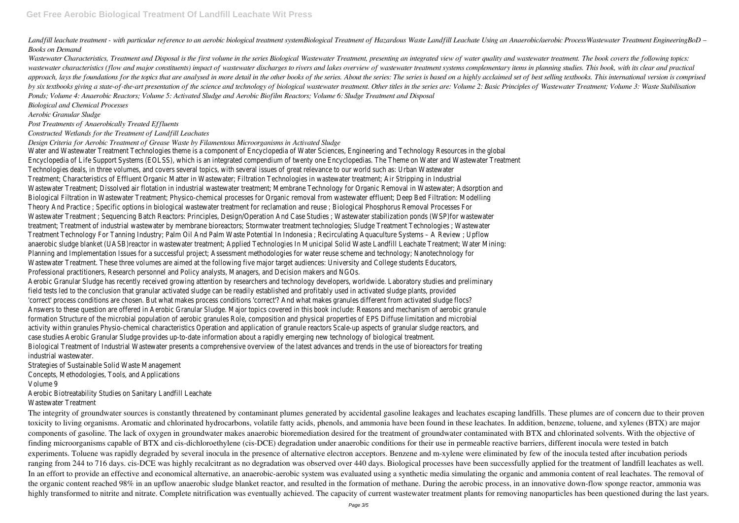*Landfill leachate treatment - with particular reference to an aerobic biological treatment systemBiological Treatment of Hazardous Waste Landfill Leachate Using an Anaerobic/aerobic ProcessWastewater Treatment EngineeringBoD – Books on Demand*

*Wastewater Characteristics, Treatment and Disposal is the first volume in the series Biological Wastewater Treatment, presenting an integrated view of water quality and wastewater treatment. The book covers the following topics: wastewater characteristics (flow and major constituents) impact of wastewater discharges to rivers and lakes overview of wastewater treatment systems complementary items in planning studies. This book, with its clear and practical approach, lays the foundations for the topics that are analysed in more detail in the other books of the series. About the series: The series is based on a highly acclaimed set of best selling textbooks. This international version is comprised by six textbooks giving a state-of-the-art presentation of the science and technology of biological wastewater treatment. Other titles in the series are: Volume 2: Basic Principles of Wastewater Treatment; Volume 3: Waste Stabilisation Ponds; Volume 4: Anaerobic Reactors; Volume 5: Activated Sludge and Aerobic Biofilm Reactors; Volume 6: Sludge Treatment and Disposal*

*Biological and Chemical Processes*

*Aerobic Granular Sludge*

*Post Treatments of Anaerobically Treated Effluents*

*Constructed Wetlands for the Treatment of Landfill Leachates*

*Design Criteria for Aerobic Treatment of Grease Waste by Filamentous Microorganisms in Activated Sludge*

Water and Wastewater Treatment Technologies theme is a component of Encyclopedia of Water Sciences, Engineering and Technology Resources in the global Encyclopedia of Life Support Systems (EOLSS), which is an integrated compendium of twenty one Encyclopedias. The Theme on Water and Wastewater Treatment Technologies deals, in three volumes, and covers several topics, with several issues of great relevance to our world such as: Urban Wastewater Treatment; Characteristics of Effluent Organic Matter in Wastewater; Filtration Technologies in wastewater treatment; Air Stripping in Industrial Wastewater Treatment; Dissolved air flotation in industrial wastewater treatment; Membrane Technology for Organic Removal in Wastewater; Adsorption and Biological Filtration in Wastewater Treatment; Physico-chemical processes for Organic removal from wastewater effluent; Deep Bed Filtration: Modelling Theory And Practice ; Specific options in biological wastewater treatment for reclamation and reuse ; Biological Phosphorus Removal Processes For Wastewater Treatment ; Sequencing Batch Reactors: Principles, Design/Operation And Case Studies ; Wastewater stabilization ponds (WSP)for wastewater treatment; Treatment of industrial wastewater by membrane bioreactors; Stormwater treatment technologies; Sludge Treatment Technologies ; Wastewater Treatment Technology For Tanning Industry; Palm Oil And Palm Waste Potential In Indonesia ; Recirculating Aquaculture Systems – A Review ; Upflow anaerobic sludge blanket (UASB)reactor in wastewater treatment; Applied Technologies In Municipal Solid Waste Landfill Leachate Treatment; Water Mining: Planning and Implementation Issues for a successful project; Assessment methodologies for water reuse scheme and technology; Nanotechnology for Wastewater Treatment. These three volumes are aimed at the following five major target audiences: University and College students Educators, Professional practitioners, Research personnel and Policy analysts, Managers, and Decision makers and NGOs.

Aerobic Granular Sludge has recently received growing attention by researchers and technology developers, worldwide. Laboratory studies and preliminary field tests led to the conclusion that granular activated sludge can be readily established and profitably used in activated sludge plants, provided 'correct' process conditions are chosen. But what makes process conditions 'correct'? And what makes granules different from activated sludge flocs? Answers to these question are offered in Aerobic Granular Sludge. Major topics covered in this book include: Reasons and mechanism of aerobic granule formation Structure of the microbial population of aerobic granules Role, composition and physical properties of EPS Diffuse limitation and microbial activity within granules Physio-chemical characteristics Operation and application of granule reactors Scale-up aspects of granular sludge reactors, and case studies Aerobic Granular Sludge provides up-to-date information about a rapidly emerging new technology of biological treatment.

Biological Treatment of Industrial Wastewater presents a comprehensive overview of the latest advances and trends in the use of bioreactors for treating industrial wastewater.

Strategies of Sustainable Solid Waste Management

Concepts, Methodologies, Tools, and Applications

Volume 9

Aerobic Biotreatability Studies on Sanitary Landfill Leachate

Wastewater Treatment

The integrity of groundwater sources is constantly threatened by contaminant plumes generated by accidental gasoline leakages and leachates escaping landfills. These plumes are of concern due to their proven toxicity to living organisms. Aromatic and chlorinated hydrocarbons, volatile fatty acids, phenols, and ammonia have been found in these leachates. In addition, benzene, toluene, and xylenes (BTX) are major components of gasoline. The lack of oxygen in groundwater makes anaerobic bioremediation desired for the treatment of groundwater contaminated with BTX and chlorinated solvents. With the objective of finding microorganisms capable of BTX and cis-dichloroethylene (cis-DCE) degradation under anaerobic conditions for their use in permeable reactive barriers, different inocula were tested in batch experiments. Toluene was rapidly degraded by several inocula in the presence of alternative electron acceptors. Benzene and m-xylene were eliminated by few of the inocula tested after incubation periods ranging from 244 to 716 days. cis-DCE was highly recalcitrant as no degradation was observed over 440 days. Biological processes have been successfully applied for the treatment of landfill leachates as well. In an effort to provide an effective and economical alternative, an anaerobic-aerobic system was evaluated using a synthetic media simulating the organic and ammonia content of real leachates. The removal of the organic content reached 98% in an upflow anaerobic sludge blanket reactor, and resulted in the formation of methane. During the aerobic process, in an innovative down-flow sponge reactor, ammonia was highly transformed to nitrite and nitrate. Complete nitrification was eventually achieved. The capacity of current wastewater treatment plants for removing nanoparticles has been questioned during the last years.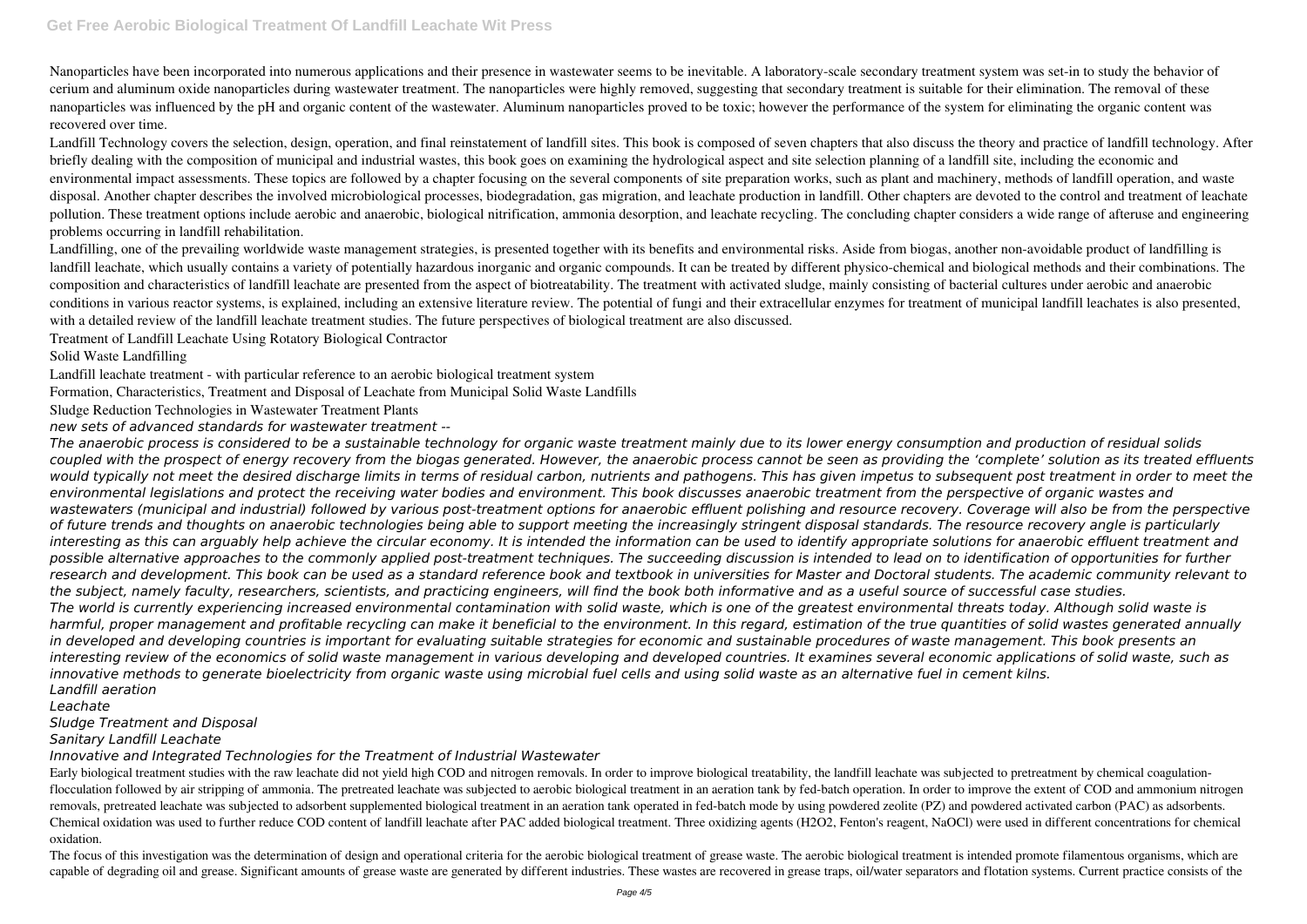Nanoparticles have been incorporated into numerous applications and their presence in wastewater seems to be inevitable. A laboratory-scale secondary treatment system was set-in to study the behavior of cerium and aluminum oxide nanoparticles during wastewater treatment. The nanoparticles were highly removed, suggesting that secondary treatment is suitable for their elimination. The removal of these nanoparticles was influenced by the pH and organic content of the wastewater. Aluminum nanoparticles proved to be toxic; however the performance of the system for eliminating the organic content was recovered over time.

Landfill Technology covers the selection, design, operation, and final reinstatement of landfill sites. This book is composed of seven chapters that also discuss the theory and practice of landfill technology. After briefly dealing with the composition of municipal and industrial wastes, this book goes on examining the hydrological aspect and site selection planning of a landfill site, including the economic and environmental impact assessments. These topics are followed by a chapter focusing on the several components of site preparation works, such as plant and machinery, methods of landfill operation, and waste disposal. Another chapter describes the involved microbiological processes, biodegradation, gas migration, and leachate production in landfill. Other chapters are devoted to the control and treatment of leachate pollution. These treatment options include aerobic and anaerobic, biological nitrification, ammonia desorption, and leachate recycling. The concluding chapter considers a wide range of afteruse and engineering problems occurring in landfill rehabilitation.

Landfilling, one of the prevailing worldwide waste management strategies, is presented together with its benefits and environmental risks. Aside from biogas, another non-avoidable product of landfilling is landfill leachate, which usually contains a variety of potentially hazardous inorganic and organic compounds. It can be treated by different physico-chemical and biological methods and their combinations. The composition and characteristics of landfill leachate are presented from the aspect of biotreatability. The treatment with activated sludge, mainly consisting of bacterial cultures under aerobic and anaerobic conditions in various reactor systems, is explained, including an extensive literature review. The potential of fungi and their extracellular enzymes for treatment of municipal landfill leachates is also presented, with a detailed review of the landfill leachate treatment studies. The future perspectives of biological treatment are also discussed.

Treatment of Landfill Leachate Using Rotatory Biological Contractor

Solid Waste Landfilling

Landfill leachate treatment - with particular reference to an aerobic biological treatment system

Formation, Characteristics, Treatment and Disposal of Leachate from Municipal Solid Waste Landfills

Sludge Reduction Technologies in Wastewater Treatment Plants

*new sets of advanced standards for wastewater treatment --*

*The anaerobic process is considered to be a sustainable technology for organic waste treatment mainly due to its lower energy consumption and production of residual solids coupled with the prospect of energy recovery from the biogas generated. However, the anaerobic process cannot be seen as providing the 'complete' solution as its treated effluents would typically not meet the desired discharge limits in terms of residual carbon, nutrients and pathogens. This has given impetus to subsequent post treatment in order to meet the environmental legislations and protect the receiving water bodies and environment. This book discusses anaerobic treatment from the perspective of organic wastes and wastewaters (municipal and industrial) followed by various post-treatment options for anaerobic effluent polishing and resource recovery. Coverage will also be from the perspective of future trends and thoughts on anaerobic technologies being able to support meeting the increasingly stringent disposal standards. The resource recovery angle is particularly interesting as this can arguably help achieve the circular economy. It is intended the information can be used to identify appropriate solutions for anaerobic effluent treatment and possible alternative approaches to the commonly applied post-treatment techniques. The succeeding discussion is intended to lead on to identification of opportunities for further research and development. This book can be used as a standard reference book and textbook in universities for Master and Doctoral students. The academic community relevant to the subject, namely faculty, researchers, scientists, and practicing engineers, will find the book both informative and as a useful source of successful case studies.*

*The world is currently experiencing increased environmental contamination with solid waste, which is one of the greatest environmental threats today. Although solid waste is harmful, proper management and profitable recycling can make it beneficial to the environment. In this regard, estimation of the true quantities of solid wastes generated annually in developed and developing countries is important for evaluating suitable strategies for economic and sustainable procedures of waste management. This book presents an interesting review of the economics of solid waste management in various developing and developed countries. It examines several economic applications of solid waste, such as innovative methods to generate bioelectricity from organic waste using microbial fuel cells and using solid waste as an alternative fuel in cement kilns.*

*Landfill aeration*

*Leachate*

*Sludge Treatment and Disposal*

*Sanitary Landfill Leachate*

*Innovative and Integrated Technologies for the Treatment of Industrial Wastewater*

Early biological treatment studies with the raw leachate did not yield high COD and nitrogen removals. In order to improve biological treatability, the landfill leachate was subjected to pretreatment by chemical coagulation-flocculation followed by air stripping of ammonia. The pretreated leachate was subjected to aerobic biological treatment in an aeration tank by fed-batch operation. In order to improve the extent of COD and ammonium nitrogen removals, pretreated leachate was subjected to adsorbent supplemented biological treatment in an aeration tank operated in fed-batch mode by using powdered zeolite (PZ) and powdered activated carbon (PAC) as adsorbents. Chemical oxidation was used to further reduce COD content of landfill leachate after PAC added biological treatment. Three oxidizing agents ($H_2O_2$, Fenton's reagent, NaOCl) were used in different concentrations for chemical oxidation.

The focus of this investigation was the determination of design and operational criteria for the aerobic biological treatment of grease waste. The aerobic biological treatment is intended promote filamentous organisms, which are capable of degrading oil and grease. Significant amounts of grease waste are generated by different industries. These wastes are recovered in grease traps, oil/water separators and flotation systems. Current practice consists of the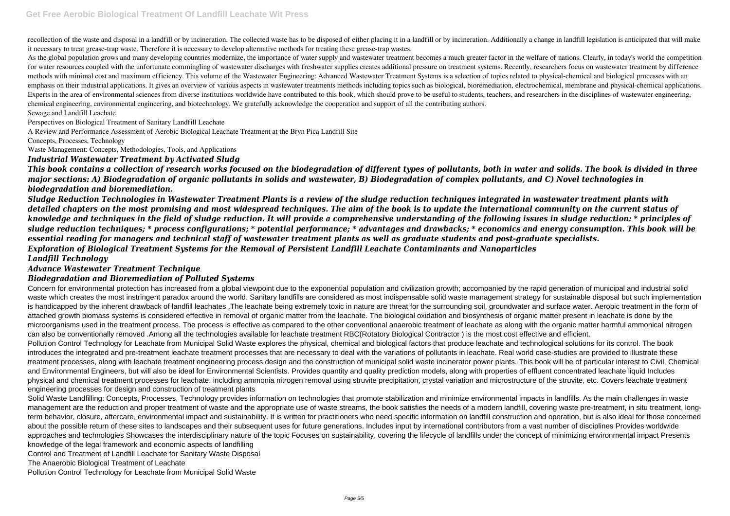recollection of the waste and disposal in a landfill or by incineration. The collected waste has to be disposed of either placing it in a landfill or by incineration. Additionally a change in landfill legislation is anticipated that will make it necessary to treat grease-trap waste. Therefore it is necessary to develop alternative methods for treating these grease-trap wastes.

As the global population grows and many developing countries modernize, the importance of water supply and wastewater treatment becomes a much greater factor in the welfare of nations. Clearly, in today's world the competition for water resources coupled with the unfortunate commingling of wastewater discharges with freshwater supplies creates additional pressure on treatment systems. Recently, researchers focus on wastewater treatment by difference methods with minimal cost and maximum efficiency. This volume of the Wastewater Engineering: Advanced Wastewater Treatment Systems is a selection of topics related to physical-chemical and biological processes with an emphasis on their industrial applications. It gives an overview of various aspects in wastewater treatments methods including topics such as biological, bioremediation, electrochemical, membrane and physical-chemical applications. Experts in the area of environmental sciences from diverse institutions worldwide have contributed to this book, which should prove to be useful to students, teachers, and researchers in the disciplines of wastewater engineering, chemical engineering, environmental engineering, and biotechnology. We gratefully acknowledge the cooperation and support of all the contributing authors.

Sewage and Landfill Leachate

Perspectives on Biological Treatment of Sanitary Landfill Leachate

A Review and Performance Assessment of Aerobic Biological Leachate Treatment at the Bryn Pica Landfill Site

Concepts, Processes, Technology

Waste Management: Concepts, Methodologies, Tools, and Applications

***Industrial Wastewater Treatment by Activated Sludg***

***This book contains a collection of research works focused on the biodegradation of different types of pollutants, both in water and solids. The book is divided in three major sections: A) Biodegradation of organic pollutants in solids and wastewater, B) Biodegradation of complex pollutants, and C) Novel technologies in biodegradation and bioremediation.***

***Sludge Reduction Technologies in Wastewater Treatment Plants is a review of the sludge reduction techniques integrated in wastewater treatment plants with detailed chapters on the most promising and most widespread techniques. The aim of the book is to update the international community on the current status of knowledge and techniques in the field of sludge reduction. It will provide a comprehensive understanding of the following issues in sludge reduction: \* principles of sludge reduction techniques; \* process configurations; \* potential performance; \* advantages and drawbacks; \* economics and energy consumption. This book will be essential reading for managers and technical staff of wastewater treatment plants as well as graduate students and post-graduate specialists.***

***Exploration of Biological Treatment Systems for the Removal of Persistent Landfill Leachate Contaminants and Nanoparticles***

***Landfill Technology***

***Advance Wastewater Treatment Technique***

***Biodegradation and Bioremediation of Polluted Systems***

Concern for environmental protection has increased from a global viewpoint due to the exponential population and civilization growth; accompanied by the rapid generation of municipal and industrial solid waste which creates the most instringent paradox around the world. Sanitary landfills are considered as most indispensable solid waste management strategy for sustainable disposal but such implementation is handicapped by the inherent drawback of landfill leachates .The leachate being extremely toxic in nature are threat for the surrounding soil, groundwater and surface water. Aerobic treatment in the form of attached growth biomass systems is considered effective in removal of organic matter from the leachate. The biological oxidation and biosynthesis of organic matter present in leachate is done by the microorganisms used in the treatment process. The process is effective as compared to the other conventional anaerobic treatment of leachate as along with the organic matter harmful ammonical nitrogen can also be conventionally removed .Among all the technologies available for leachate treatment RBC(Rotatory Biological Contractor ) is the most cost effective and efficient.

Pollution Control Technology for Leachate from Municipal Solid Waste explores the physical, chemical and biological factors that produce leachate and technological solutions for its control. The book introduces the integrated and pre-treatment leachate treatment processes that are necessary to deal with the variations of pollutants in leachate. Real world case-studies are provided to illustrate these treatment processes, along with leachate treatment engineering process design and the construction of municipal solid waste incinerator power plants. This book will be of particular interest to Civil, Chemical and Environmental Engineers, but will also be ideal for Environmental Scientists. Provides quantity and quality prediction models, along with properties of effluent concentrated leachate liquid Includes physical and chemical treatment processes for leachate, including ammonia nitrogen removal using struvite precipitation, crystal variation and microstructure of the struvite, etc. Covers leachate treatment engineering processes for design and construction of treatment plants

Solid Waste Landfilling: Concepts, Processes, Technology provides information on technologies that promote stabilization and minimize environmental impacts in landfills. As the main challenges in waste management are the reduction and proper treatment of waste and the appropriate use of waste streams, the book satisfies the needs of a modern landfill, covering waste pre-treatment, in situ treatment, long-term behavior, closure, aftercare, environmental impact and sustainability. It is written for practitioners who need specific information on landfill construction and operation, but is also ideal for those concerned about the possible return of these sites to landscapes and their subsequent uses for future generations. Includes input by international contributors from a vast number of disciplines Provides worldwide approaches and technologies Showcases the interdisciplinary nature of the topic Focuses on sustainability, covering the lifecycle of landfills under the concept of minimizing environmental impact Presents knowledge of the legal framework and economic aspects of landfilling

Control and Treatment of Landfill Leachate for Sanitary Waste Disposal

The Anaerobic Biological Treatment of Leachate

Pollution Control Technology for Leachate from Municipal Solid Waste